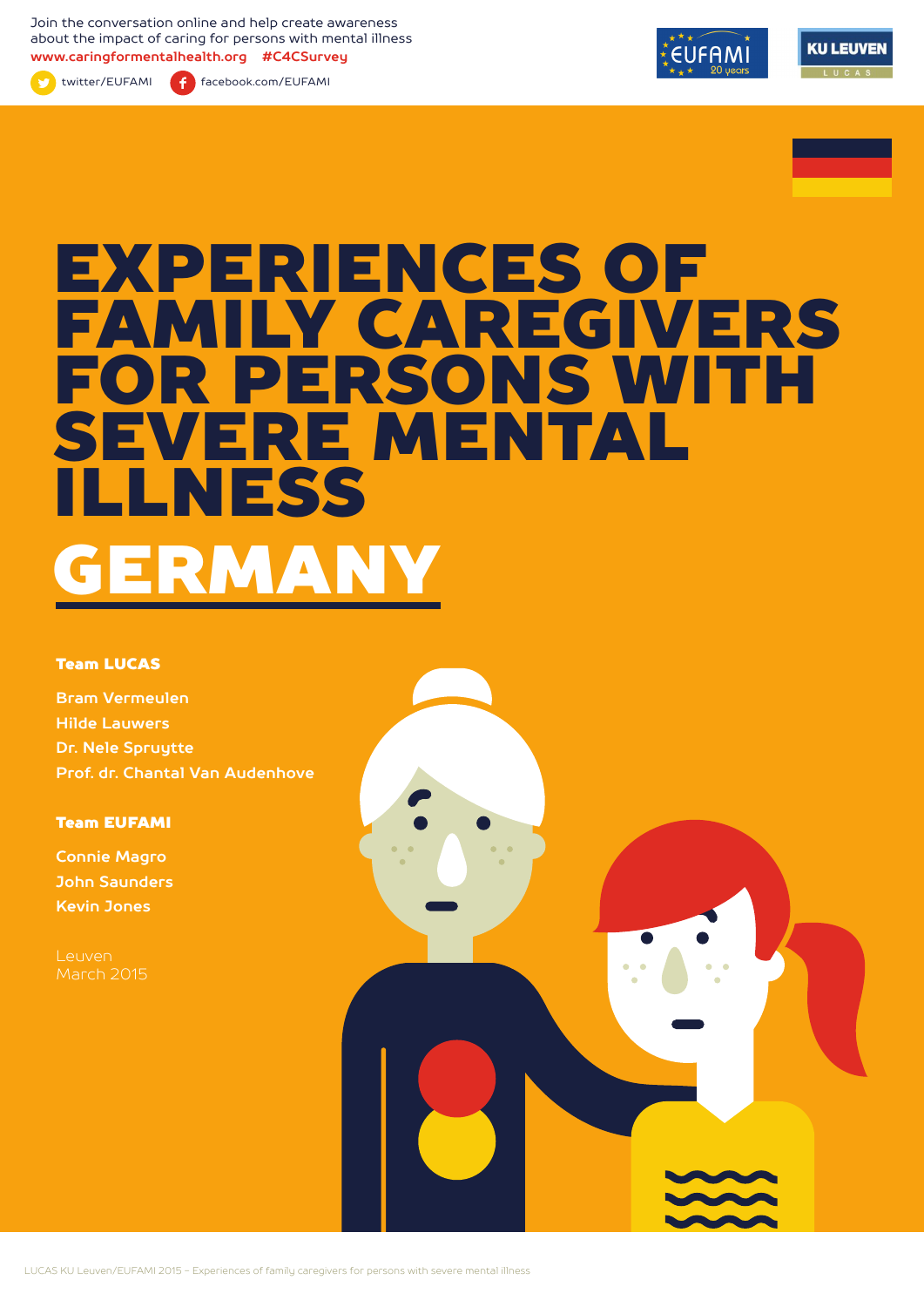Join the conversation online and help create awareness about the impact of caring for persons with mental illness

**www.caringformentalhealth.org** **#C4CSurvey**

twitter/EUFAMI facebook.com/EUFAMI

# EXPERIENCES OF FAMILY CAREGIVERS FOR PERSONS WITH SEVERE MENTAL ILLNESS

# GERMANY

**Team LUCAS**

Bram Vermeulen
Hilde Lauwers
Dr. Nele Spruytte
Prof. dr. Chantal Van Audenhove

**Team EUFAMI**

Connie Magro
John Saunders
Kevin Jones

Leuven
March 2015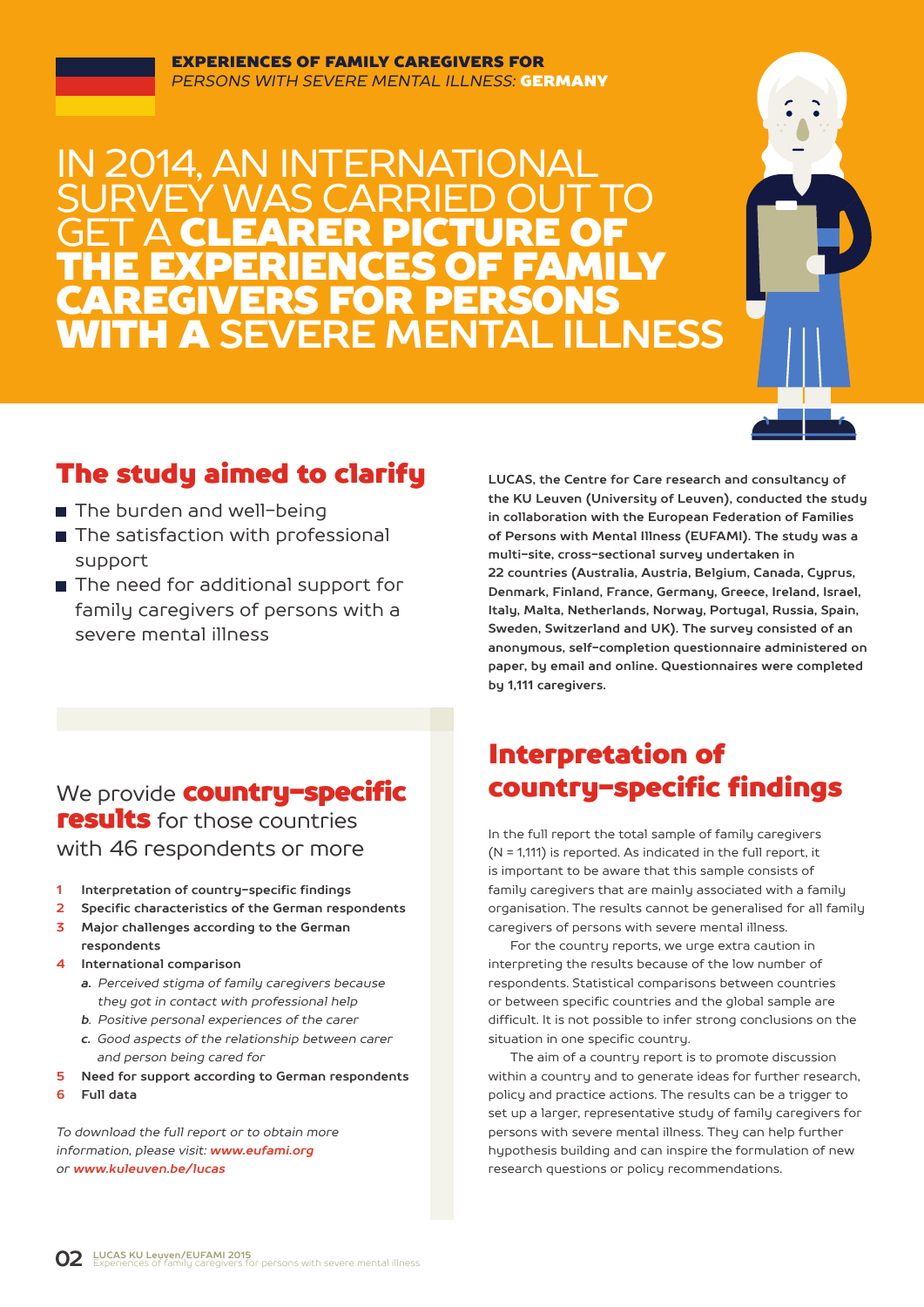**EXPERIENCES OF FAMILY CAREGIVERS FOR**
*PERSONS WITH SEVERE MENTAL ILLNESS:* **GERMANY**

# IN 2014, AN INTERNATIONAL SURVEY WAS CARRIED OUT TO GET A **CLEARER PICTURE OF THE EXPERIENCES OF FAMILY CAREGIVERS FOR PERSONS WITH A** SEVERE MENTAL ILLNESS

## The study aimed to clarify

- The burden and well-being
- The satisfaction with professional support
- The need for additional support for family caregivers of persons with a severe mental illness

**LUCAS, the Centre for Care research and consultancy of the KU Leuven (University of Leuven), conducted the study in collaboration with the European Federation of Families of Persons with Mental Illness (EUFAMI). The study was a multi-site, cross-sectional survey undertaken in 22 countries (Australia, Austria, Belgium, Canada, Cyprus, Denmark, Finland, France, Germany, Greece, Ireland, Israel, Italy, Malta, Netherlands, Norway, Portugal, Russia, Spain, Sweden, Switzerland and UK). The survey consisted of an anonymous, self-completion questionnaire administered on paper, by email and online. Questionnaires were completed by 1,111 caregivers.**

We provide **country-specific results** for those countries with 46 respondents or more

1. **Interpretation of country-specific findings**
2. **Specific characteristics of the German respondents**
3. **Major challenges according to the German respondents**
4. **International comparison**
   - ***a.*** *Perceived stigma of family caregivers because they got in contact with professional help*
   - ***b.*** *Positive personal experiences of the carer*
   - ***c.*** *Good aspects of the relationship between carer and person being cared for*
5. **Need for support according to German respondents**
6. **Full data**

*To download the full report or to obtain more information, please visit:* ***www.eufami.org*** *or* ***www.kuleuven.be/lucas***

## Interpretation of country-specific findings

In the full report the total sample of family caregivers (N = 1,111) is reported. As indicated in the full report, it is important to be aware that this sample consists of family caregivers that are mainly associated with a family organisation. The results cannot be generalised for all family caregivers of persons with severe mental illness.

For the country reports, we urge extra caution in interpreting the results because of the low number of respondents. Statistical comparisons between countries or between specific countries and the global sample are difficult. It is not possible to infer strong conclusions on the situation in one specific country.

The aim of a country report is to promote discussion within a country and to generate ideas for further research, policy and practice actions. The results can be a trigger to set up a larger, representative study of family caregivers for persons with severe mental illness. They can help further hypothesis building and can inspire the formulation of new research questions or policy recommendations.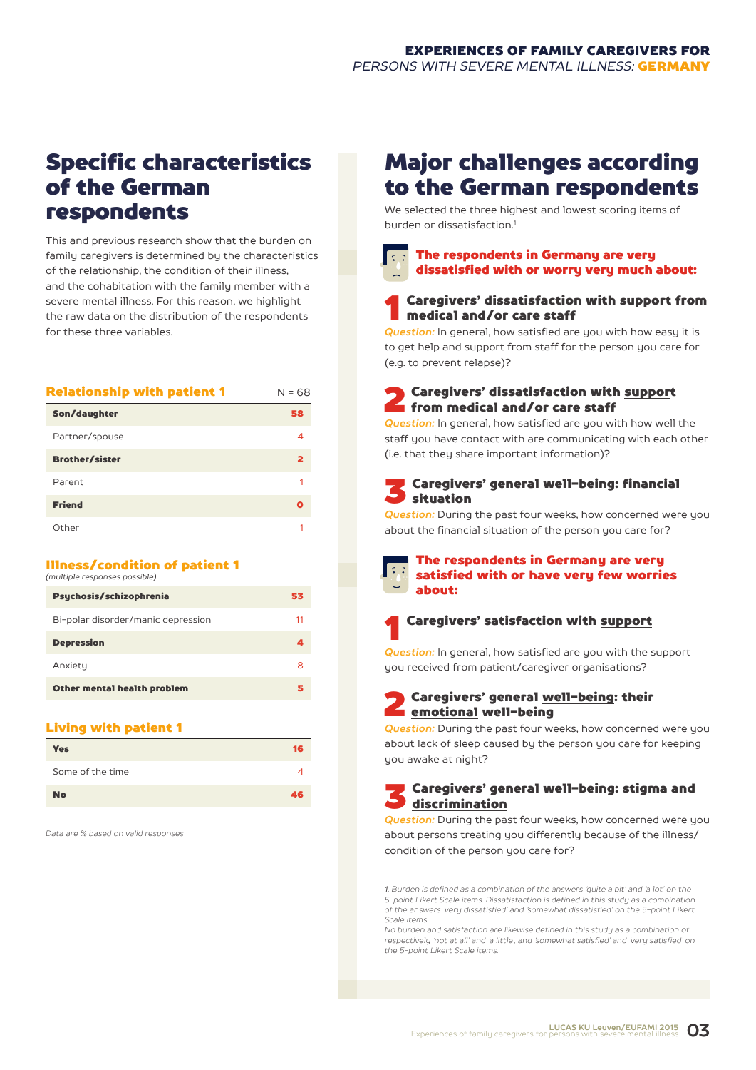## Specific characteristics of the German respondents

This and previous research show that the burden on family caregivers is determined by the characteristics of the relationship, the condition of their illness, and the cohabitation with the family member with a severe mental illness. For this reason, we highlight the raw data on the distribution of the respondents for these three variables.

### Relationship with patient 1

| Relationship with patient 1 | N = 68 |
|---|---|
| **Son/daughter** | **58** |
| Partner/spouse | 4 |
| **Brother/sister** | **2** |
| Parent | 1 |
| **Friend** | **0** |
| Other | 1 |

### Illness/condition of patient 1

*(multiple responses possible)*

| Illness/condition of patient 1 | |
|---|---|
| **Psychosis/schizophrenia** | **53** |
| Bi-polar disorder/manic depression | 11 |
| **Depression** | **4** |
| Anxiety | 8 |
| **Other mental health problem** | **5** |

### Living with patient 1

| Living with patient 1 | |
|---|---|
| **Yes** | **16** |
| Some of the time | 4 |
| **No** | **46** |

*Data are % based on valid responses*

## Major challenges according to the German respondents

We selected the three highest and lowest scoring items of burden or dissatisfaction.[1]

### The respondents in Germany are very dissatisfied with or worry very much about:

**1 Caregivers' dissatisfaction with support from medical and/or care staff**

*Question:* In general, how satisfied are you with how easy it is to get help and support from staff for the person you care for (e.g. to prevent relapse)?

**2 Caregivers' dissatisfaction with support from medical and/or care staff**

*Question:* In general, how satisfied are you with how well the staff you have contact with are communicating with each other (i.e. that they share important information)?

**3 Caregivers' general well-being: financial situation**

*Question:* During the past four weeks, how concerned were you about the financial situation of the person you care for?

### The respondents in Germany are very satisfied with or have very few worries about:

**1 Caregivers' satisfaction with support**

*Question:* In general, how satisfied are you with the support you received from patient/caregiver organisations?

**2 Caregivers' general well-being: their emotional well-being**

*Question:* During the past four weeks, how concerned were you about lack of sleep caused by the person you care for keeping you awake at night?

**3 Caregivers' general well-being: stigma and discrimination**

*Question:* During the past four weeks, how concerned were you about persons treating you differently because of the illness/condition of the person you care for?

*1. Burden is defined as a combination of the answers 'quite a bit' and 'a lot' on the 5-point Likert Scale items. Dissatisfaction is defined in this study as a combination of the answers 'very dissatisfied' and 'somewhat dissatisfied' on the 5-point Likert Scale items.*
*No burden and satisfaction are likewise defined in this study as a combination of respectively 'not at all' and 'a little', and 'somewhat satisfied' and 'very satisfied' on the 5-point Likert Scale items.*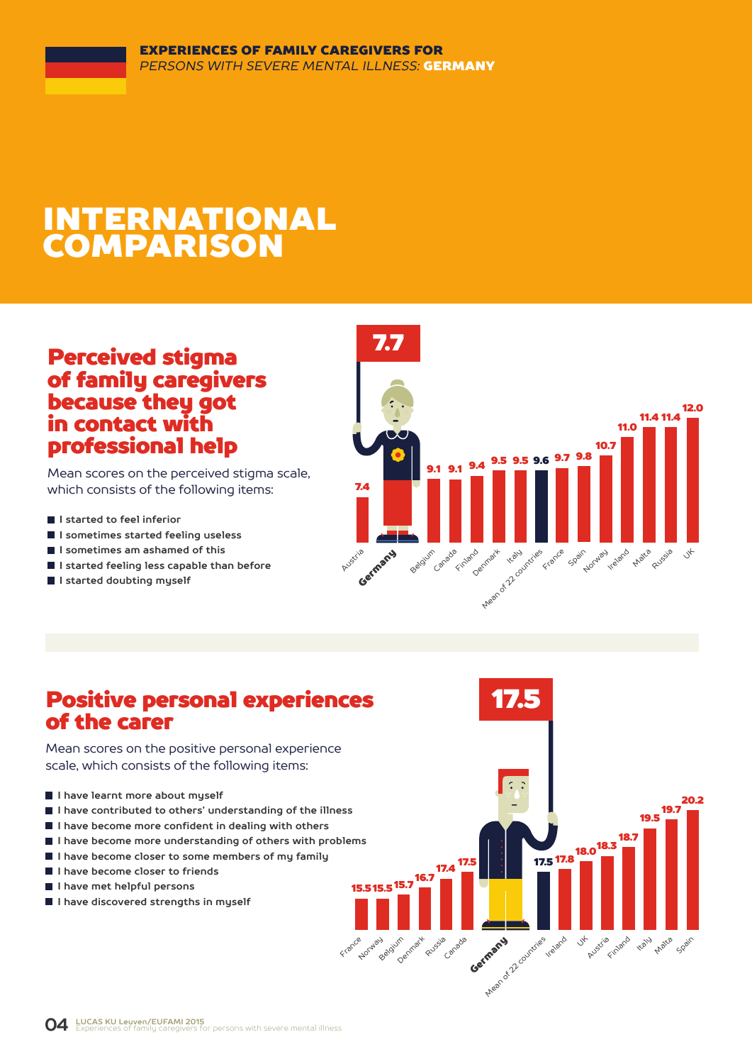**EXPERIENCES OF FAMILY CAREGIVERS FOR**
*PERSONS WITH SEVERE MENTAL ILLNESS:* **GERMANY**

# INTERNATIONAL COMPARISON

## Perceived stigma of family caregivers because they got in contact with professional help

Mean scores on the perceived stigma scale, which consists of the following items:

- I started to feel inferior
- I sometimes started feeling useless
- I sometimes am ashamed of this
- I started feeling less capable than before
- I started doubting myself

| Country | Score |
|---|---|
| Austria | 7.4 |
| **Germany** | **7.7** |
| Belgium | 9.1 |
| Canada | 9.1 |
| Finland | 9.4 |
| Denmark | 9.5 |
| Italy | 9.5 |
| Mean of 22 countries | 9.6 |
| France | 9.7 |
| Spain | 9.8 |
| Norway | 10.7 |
| Ireland | 11.0 |
| Malta | 11.4 |
| Russia | 11.4 |
| UK | 12.0 |

## Positive personal experiences of the carer

Mean scores on the positive personal experience scale, which consists of the following items:

- I have learnt more about myself
- I have contributed to others' understanding of the illness
- I have become more confident in dealing with others
- I have become more understanding of others with problems
- I have become closer to some members of my family
- I have become closer to friends
- I have met helpful persons
- I have discovered strengths in myself

| Country | Score |
|---|---|
| France | 15.5 |
| Norway | 15.5 |
| Belgium | 15.7 |
| Denmark | 16.7 |
| Russia | 17.4 |
| Canada | 17.5 |
| **Germany** | **17.5** |
| Mean of 22 countries | 17.5 |
| Ireland | 17.8 |
| UK | 18.0 |
| Austria | 18.3 |
| Finland | 18.7 |
| Italy | 19.5 |
| Malta | 19.7 |
| Spain | 20.2 |

LUCAS KU Leuven/EUFAMI 2015
Experiences of family caregivers for persons with severe mental illness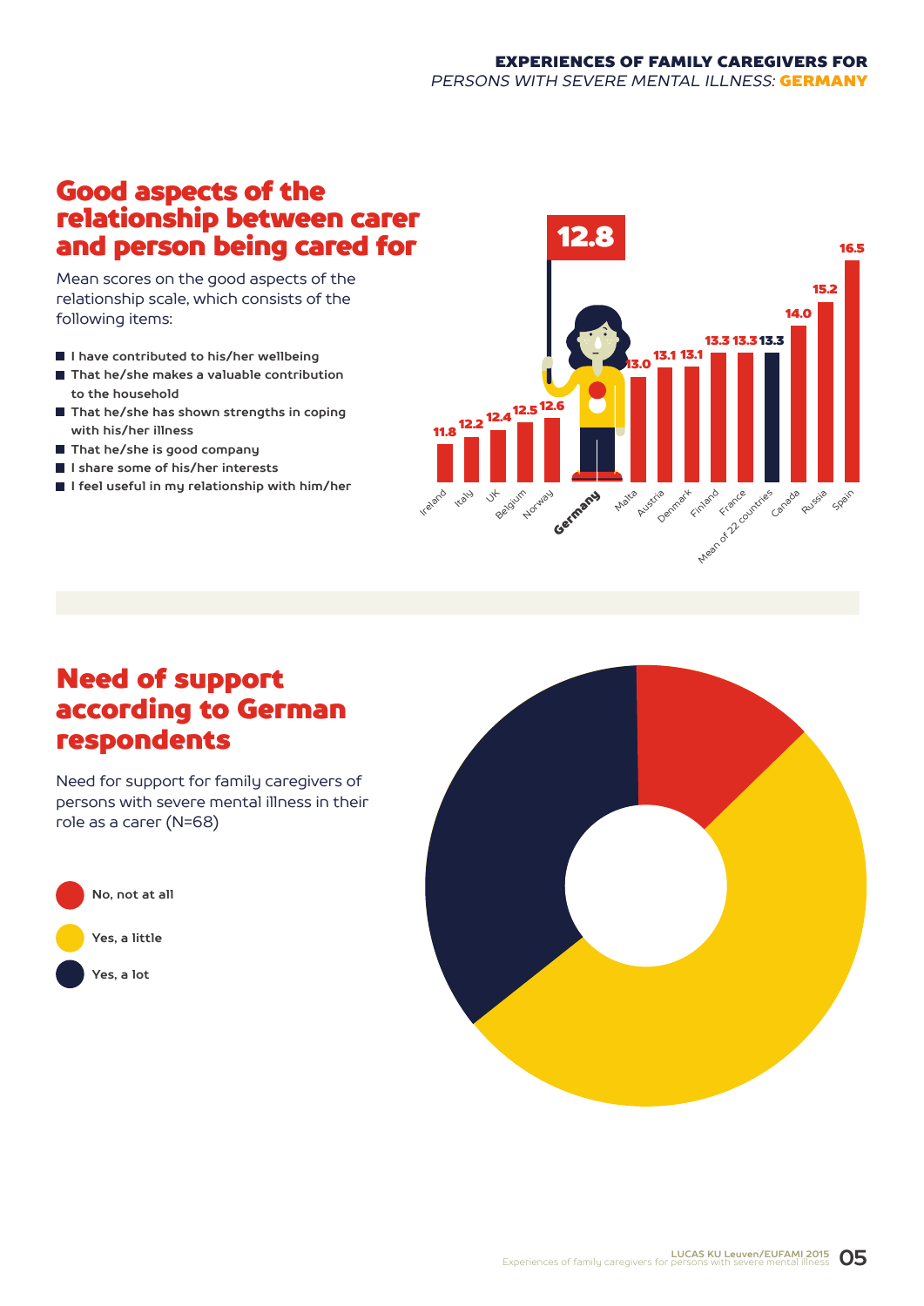## Good aspects of the relationship between carer and person being cared for

Mean scores on the good aspects of the relationship scale, which consists of the following items:

- I have contributed to his/her wellbeing
- That he/she makes a valuable contribution to the household
- That he/she has shown strengths in coping with his/her illness
- That he/she is good company
- I share some of his/her interests
- I feel useful in my relationship with him/her

| Country | Mean score |
| --- | --- |
| Ireland | 11.8 |
| Italy | 12.2 |
| UK | 12.4 |
| Belgium | 12.5 |
| Norway | 12.6 |
| **Germany** | **12.8** |
| Malta | 13.0 |
| Austria | 13.1 |
| Denmark | 13.1 |
| Finland | 13.3 |
| France | 13.3 |
| Mean of 22 countries | 13.3 |
| Canada | 14.0 |
| Russia | 15.2 |
| Spain | 16.5 |

## Need of support according to German respondents

Need for support for family caregivers of persons with severe mental illness in their role as a carer (N=68)

- No, not at all
- Yes, a little
- Yes, a lot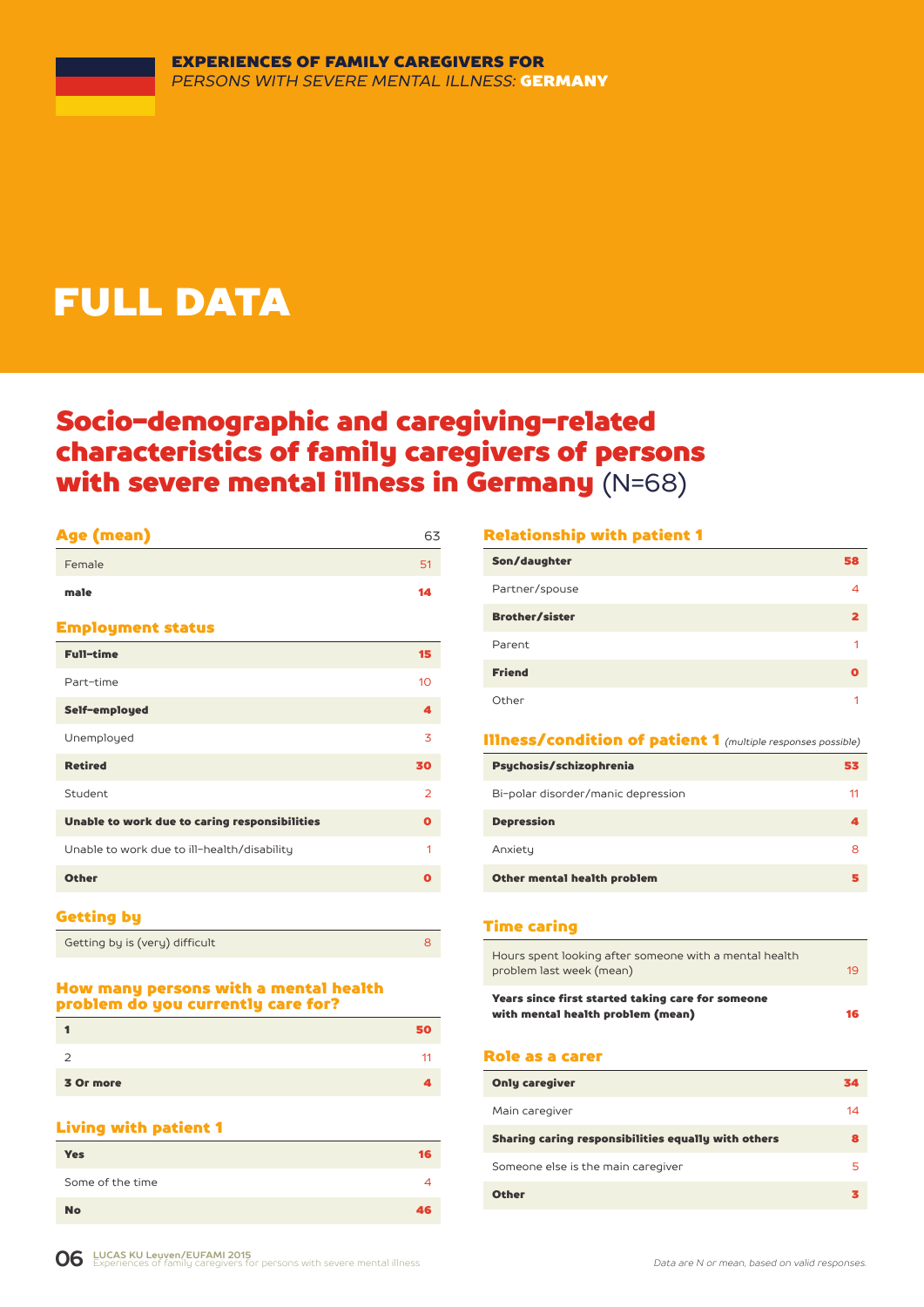EXPERIENCES OF FAMILY CAREGIVERS FOR
*PERSONS WITH SEVERE MENTAL ILLNESS:* **GERMANY**

# FULL DATA

## Socio-demographic and caregiving-related characteristics of family caregivers of persons with severe mental illness in Germany (N=68)

| Age (mean) | 63 |
|---|---|
| Female | 51 |
| **male** | **14** |

### Employment status

| | |
|---|---|
| **Full-time** | **15** |
| Part-time | 10 |
| **Self-employed** | **4** |
| Unemployed | 3 |
| **Retired** | **30** |
| Student | 2 |
| **Unable to work due to caring responsibilities** | **0** |
| Unable to work due to ill-health/disability | 1 |
| **Other** | **0** |

### Getting by

| | |
|---|---|
| Getting by is (very) difficult | 8 |

### How many persons with a mental health problem do you currently care for?

| | |
|---|---|
| **1** | **50** |
| 2 | 11 |
| **3 Or more** | **4** |

### Living with patient 1

| | |
|---|---|
| **Yes** | **16** |
| Some of the time | 4 |
| **No** | **46** |

### Relationship with patient 1

| | |
|---|---|
| **Son/daughter** | **58** |
| Partner/spouse | 4 |
| **Brother/sister** | **2** |
| Parent | 1 |
| **Friend** | **0** |
| Other | 1 |

### Illness/condition of patient 1 *(multiple responses possible)*

| | |
|---|---|
| **Psychosis/schizophrenia** | **53** |
| Bi-polar disorder/manic depression | 11 |
| **Depression** | **4** |
| Anxiety | 8 |
| **Other mental health problem** | **5** |

### Time caring

| | |
|---|---|
| Hours spent looking after someone with a mental health problem last week (mean) | 19 |
| **Years since first started taking care for someone with mental health problem (mean)** | **16** |

### Role as a carer

| | |
|---|---|
| **Only caregiver** | **34** |
| Main caregiver | 14 |
| **Sharing caring responsibilities equally with others** | **8** |
| Someone else is the main caregiver | 5 |
| **Other** | **3** |

*Data are N or mean, based on valid responses.*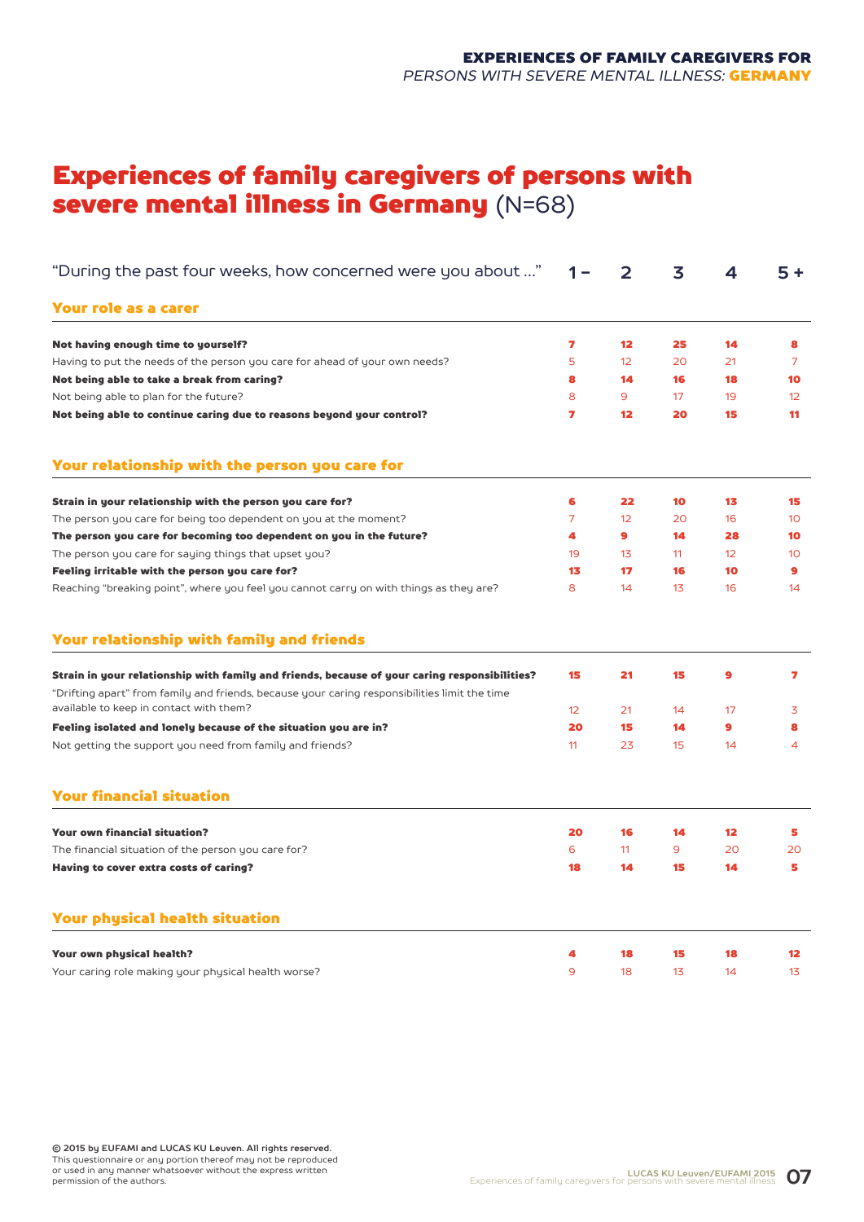# Experiences of family caregivers of persons with severe mental illness in Germany (N=68)

| "During the past four weeks, how concerned were you about …" | 1 – | 2 | 3 | 4 | 5 + |
|---|---|---|---|---|---|
| **Your role as a carer** | | | | | |
| **Not having enough time to yourself?** | **7** | **12** | **25** | **14** | **8** |
| Having to put the needs of the person you care for ahead of your own needs? | 5 | 12 | 20 | 21 | 7 |
| **Not being able to take a break from caring?** | **8** | **14** | **16** | **18** | **10** |
| Not being able to plan for the future? | 8 | 9 | 17 | 19 | 12 |
| **Not being able to continue caring due to reasons beyond your control?** | **7** | **12** | **20** | **15** | **11** |
| **Your relationship with the person you care for** | | | | | |
| **Strain in your relationship with the person you care for?** | **6** | **22** | **10** | **13** | **15** |
| The person you care for being too dependent on you at the moment? | 7 | 12 | 20 | 16 | 10 |
| **The person you care for becoming too dependent on you in the future?** | **4** | **9** | **14** | **28** | **10** |
| The person you care for saying things that upset you? | 19 | 13 | 11 | 12 | 10 |
| **Feeling irritable with the person you care for?** | **13** | **17** | **16** | **10** | **9** |
| Reaching "breaking point", where you feel you cannot carry on with things as they are? | 8 | 14 | 13 | 16 | 14 |
| **Your relationship with family and friends** | | | | | |
| **Strain in your relationship with family and friends, because of your caring responsibilities?** | **15** | **21** | **15** | **9** | **7** |
| "Drifting apart" from family and friends, because your caring responsibilities limit the time available to keep in contact with them? | 12 | 21 | 14 | 17 | 3 |
| **Feeling isolated and lonely because of the situation you are in?** | **20** | **15** | **14** | **9** | **8** |
| Not getting the support you need from family and friends? | 11 | 23 | 15 | 14 | 4 |
| **Your financial situation** | | | | | |
| **Your own financial situation?** | **20** | **16** | **14** | **12** | **5** |
| The financial situation of the person you care for? | 6 | 11 | 9 | 20 | 20 |
| **Having to cover extra costs of caring?** | **18** | **14** | **15** | **14** | **5** |
| **Your physical health situation** | | | | | |
| **Your own physical health?** | **4** | **18** | **15** | **18** | **12** |
| Your caring role making your physical health worse? | 9 | 18 | 13 | 14 | 13 |

**© 2015 by EUFAMI and LUCAS KU Leuven. All rights reserved.**
This questionnaire or any portion thereof may not be reproduced or used in any manner whatsoever without the express written permission of the authors.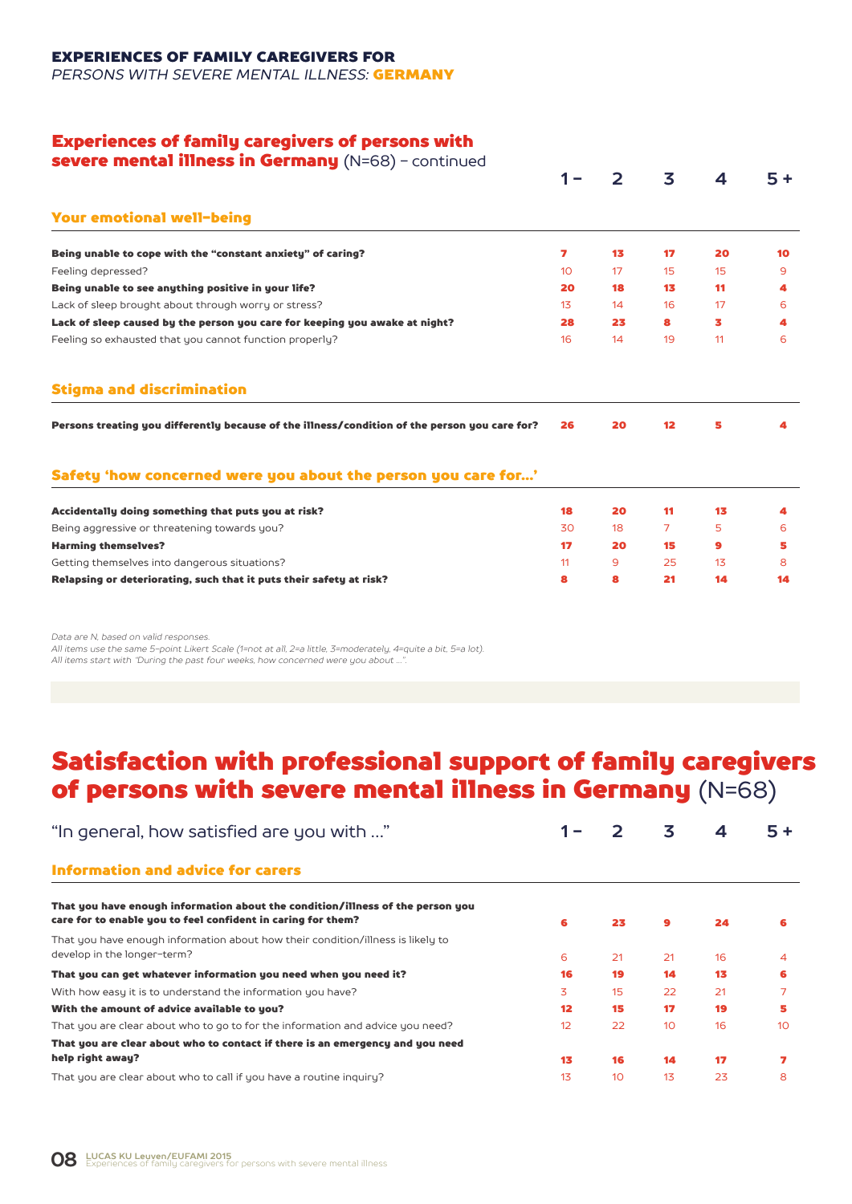**EXPERIENCES OF FAMILY CAREGIVERS FOR**
*PERSONS WITH SEVERE MENTAL ILLNESS:* **GERMANY**

## Experiences of family caregivers of persons with severe mental illness in Germany (N=68) – continued

| | 1 – | 2 | 3 | 4 | 5 + |
|---|---|---|---|---|---|
| **Your emotional well-being** | | | | | |
| **Being unable to cope with the "constant anxiety" of caring?** | **7** | **13** | **17** | **20** | **10** |
| Feeling depressed? | 10 | 17 | 15 | 15 | 9 |
| **Being unable to see anything positive in your life?** | **20** | **18** | **13** | **11** | **4** |
| Lack of sleep brought about through worry or stress? | 13 | 14 | 16 | 17 | 6 |
| **Lack of sleep caused by the person you care for keeping you awake at night?** | **28** | **23** | **8** | **3** | **4** |
| Feeling so exhausted that you cannot function properly? | 16 | 14 | 19 | 11 | 6 |
| **Stigma and discrimination** | | | | | |
| **Persons treating you differently because of the illness/condition of the person you care for?** | **26** | **20** | **12** | **5** | **4** |
| **Safety 'how concerned were you about the person you care for...'** | | | | | |
| **Accidentally doing something that puts you at risk?** | **18** | **20** | **11** | **13** | **4** |
| Being aggressive or threatening towards you? | 30 | 18 | 7 | 5 | 6 |
| **Harming themselves?** | **17** | **20** | **15** | **9** | **5** |
| Getting themselves into dangerous situations? | 11 | 9 | 25 | 13 | 8 |
| **Relapsing or deteriorating, such that it puts their safety at risk?** | **8** | **8** | **21** | **14** | **14** |

*Data are N, based on valid responses.*
*All items use the same 5-point Likert Scale (1=not at all, 2=a little, 3=moderately, 4=quite a bit, 5=a lot).*
*All items start with "During the past four weeks, how concerned were you about ...".*

# Satisfaction with professional support of family caregivers of persons with severe mental illness in Germany (N=68)

| "In general, how satisfied are you with ..." | 1 – | 2 | 3 | 4 | 5 + |
|---|---|---|---|---|---|
| **Information and advice for carers** | | | | | |
| **That you have enough information about the condition/illness of the person you care for to enable you to feel confident in caring for them?** | **6** | **23** | **9** | **24** | **6** |
| That you have enough information about how their condition/illness is likely to develop in the longer-term? | 6 | 21 | 21 | 16 | 4 |
| **That you can get whatever information you need when you need it?** | **16** | **19** | **14** | **13** | **6** |
| With how easy it is to understand the information you have? | 3 | 15 | 22 | 21 | 7 |
| **With the amount of advice available to you?** | **12** | **15** | **17** | **19** | **5** |
| That you are clear about who to go to for the information and advice you need? | 12 | 22 | 10 | 16 | 10 |
| **That you are clear about who to contact if there is an emergency and you need help right away?** | **13** | **16** | **14** | **17** | **7** |
| That you are clear about who to call if you have a routine inquiry? | 13 | 10 | 13 | 23 | 8 |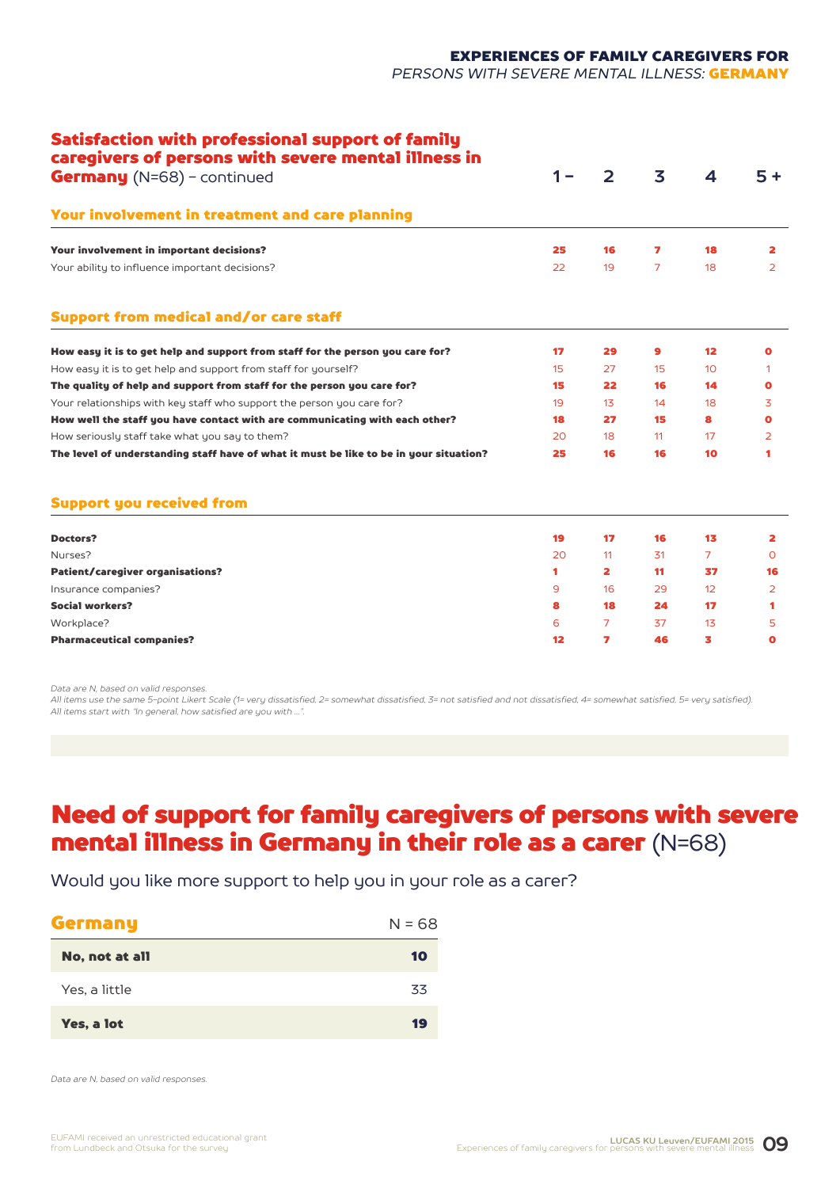## Satisfaction with professional support of family caregivers of persons with severe mental illness in Germany (N=68) – continued

| | 1 – | 2 | 3 | 4 | 5 + |
|---|---|---|---|---|---|
| **Your involvement in treatment and care planning** | | | | | |
| **Your involvement in important decisions?** | **25** | **16** | **7** | **18** | **2** |
| Your ability to influence important decisions? | 22 | 19 | 7 | 18 | 2 |
| **Support from medical and/or care staff** | | | | | |
| **How easy it is to get help and support from staff for the person you care for?** | **17** | **29** | **9** | **12** | **0** |
| How easy it is to get help and support from staff for yourself? | 15 | 27 | 15 | 10 | 1 |
| **The quality of help and support from staff for the person you care for?** | **15** | **22** | **16** | **14** | **0** |
| Your relationships with key staff who support the person you care for? | 19 | 13 | 14 | 18 | 3 |
| **How well the staff you have contact with are communicating with each other?** | **18** | **27** | **15** | **8** | **0** |
| How seriously staff take what you say to them? | 20 | 18 | 11 | 17 | 2 |
| **The level of understanding staff have of what it must be like to be in your situation?** | **25** | **16** | **16** | **10** | **1** |
| **Support you received from** | | | | | |
| **Doctors?** | **19** | **17** | **16** | **13** | **2** |
| Nurses? | 20 | 11 | 31 | 7 | 0 |
| **Patient/caregiver organisations?** | **1** | **2** | **11** | **37** | **16** |
| Insurance companies? | 9 | 16 | 29 | 12 | 2 |
| **Social workers?** | **8** | **18** | **24** | **17** | **1** |
| Workplace? | 6 | 7 | 37 | 13 | 5 |
| **Pharmaceutical companies?** | **12** | **7** | **46** | **3** | **0** |

*Data are N, based on valid responses.*
*All items use the same 5-point Likert Scale (1= very dissatisfied, 2= somewhat dissatisfied, 3= not satisfied and not dissatisfied, 4= somewhat satisfied, 5= very satisfied).*
*All items start with "In general, how satisfied are you with ...".*

# Need of support for family caregivers of persons with severe mental illness in Germany in their role as a carer (N=68)

Would you like more support to help you in your role as a carer?

| Germany | N = 68 |
|---|---|
| **No, not at all** | **10** |
| Yes, a little | 33 |
| **Yes, a lot** | **19** |

*Data are N, based on valid responses.*

EUFAMI received an unrestricted educational grant from Lundbeck and Otsuka for the survey